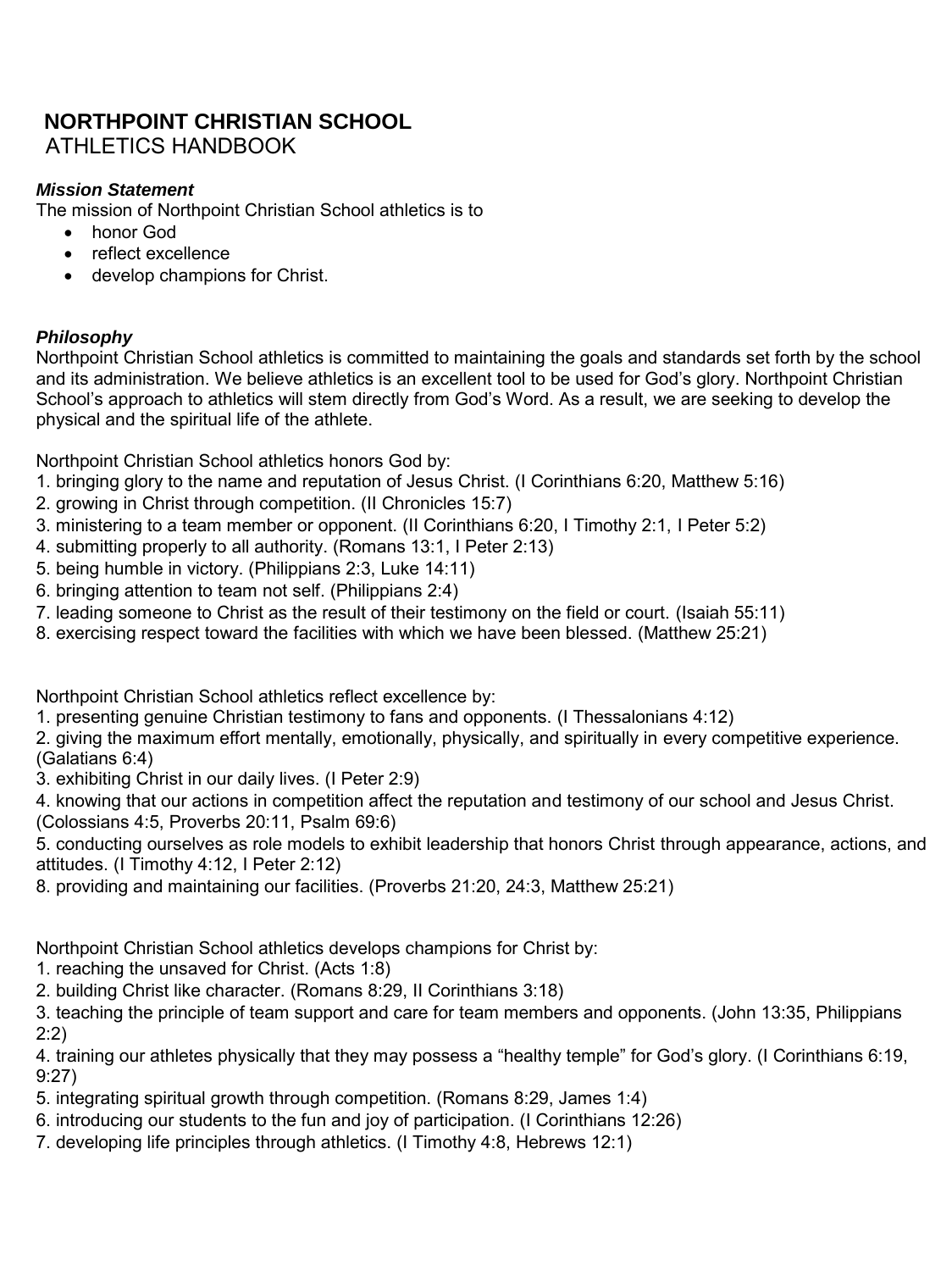# NORTHPOINT CHRISTIAN SCHOOL
ATHLETICS HANDBOOK

***Mission Statement***

The mission of Northpoint Christian School athletics is to

- honor God
- reflect excellence
- develop champions for Christ.

***Philosophy***

Northpoint Christian School athletics is committed to maintaining the goals and standards set forth by the school and its administration. We believe athletics is an excellent tool to be used for God's glory. Northpoint Christian School's approach to athletics will stem directly from God's Word. As a result, we are seeking to develop the physical and the spiritual life of the athlete.

Northpoint Christian School athletics honors God by:

1. bringing glory to the name and reputation of Jesus Christ. (I Corinthians 6:20, Matthew 5:16)
2. growing in Christ through competition. (II Chronicles 15:7)
3. ministering to a team member or opponent. (II Corinthians 6:20, I Timothy 2:1, I Peter 5:2)
4. submitting properly to all authority. (Romans 13:1, I Peter 2:13)
5. being humble in victory. (Philippians 2:3, Luke 14:11)
6. bringing attention to team not self. (Philippians 2:4)
7. leading someone to Christ as the result of their testimony on the field or court. (Isaiah 55:11)
8. exercising respect toward the facilities with which we have been blessed. (Matthew 25:21)

Northpoint Christian School athletics reflect excellence by:

1. presenting genuine Christian testimony to fans and opponents. (I Thessalonians 4:12)
2. giving the maximum effort mentally, emotionally, physically, and spiritually in every competitive experience. (Galatians 6:4)
3. exhibiting Christ in our daily lives. (I Peter 2:9)
4. knowing that our actions in competition affect the reputation and testimony of our school and Jesus Christ. (Colossians 4:5, Proverbs 20:11, Psalm 69:6)
5. conducting ourselves as role models to exhibit leadership that honors Christ through appearance, actions, and attitudes. (I Timothy 4:12, I Peter 2:12)

8. providing and maintaining our facilities. (Proverbs 21:20, 24:3, Matthew 25:21)

Northpoint Christian School athletics develops champions for Christ by:

1. reaching the unsaved for Christ. (Acts 1:8)
2. building Christ like character. (Romans 8:29, II Corinthians 3:18)
3. teaching the principle of team support and care for team members and opponents. (John 13:35, Philippians 2:2)
4. training our athletes physically that they may possess a "healthy temple" for God's glory. (I Corinthians 6:19, 9:27)
5. integrating spiritual growth through competition. (Romans 8:29, James 1:4)
6. introducing our students to the fun and joy of participation. (I Corinthians 12:26)
7. developing life principles through athletics. (I Timothy 4:8, Hebrews 12:1)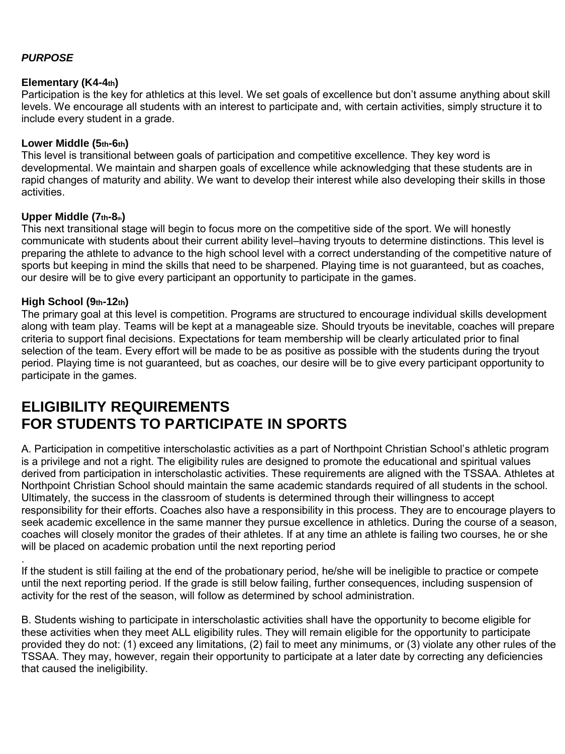***PURPOSE***

**Elementary (K4-4th)**

Participation is the key for athletics at this level. We set goals of excellence but don't assume anything about skill levels. We encourage all students with an interest to participate and, with certain activities, simply structure it to include every student in a grade.

**Lower Middle (5th-6th)**

This level is transitional between goals of participation and competitive excellence. They key word is developmental. We maintain and sharpen goals of excellence while acknowledging that these students are in rapid changes of maturity and ability. We want to develop their interest while also developing their skills in those activities.

**Upper Middle (7th-8th)**

This next transitional stage will begin to focus more on the competitive side of the sport. We will honestly communicate with students about their current ability level–having tryouts to determine distinctions. This level is preparing the athlete to advance to the high school level with a correct understanding of the competitive nature of sports but keeping in mind the skills that need to be sharpened. Playing time is not guaranteed, but as coaches, our desire will be to give every participant an opportunity to participate in the games.

**High School (9th-12th)**

The primary goal at this level is competition. Programs are structured to encourage individual skills development along with team play. Teams will be kept at a manageable size. Should tryouts be inevitable, coaches will prepare criteria to support final decisions. Expectations for team membership will be clearly articulated prior to final selection of the team. Every effort will be made to be as positive as possible with the students during the tryout period. Playing time is not guaranteed, but as coaches, our desire will be to give every participant opportunity to participate in the games.

# ELIGIBILITY REQUIREMENTS FOR STUDENTS TO PARTICIPATE IN SPORTS

A. Participation in competitive interscholastic activities as a part of Northpoint Christian School's athletic program is a privilege and not a right. The eligibility rules are designed to promote the educational and spiritual values derived from participation in interscholastic activities. These requirements are aligned with the TSSAA. Athletes at Northpoint Christian School should maintain the same academic standards required of all students in the school. Ultimately, the success in the classroom of students is determined through their willingness to accept responsibility for their efforts. Coaches also have a responsibility in this process. They are to encourage players to seek academic excellence in the same manner they pursue excellence in athletics. During the course of a season, coaches will closely monitor the grades of their athletes. If at any time an athlete is failing two courses, he or she will be placed on academic probation until the next reporting period

.

If the student is still failing at the end of the probationary period, he/she will be ineligible to practice or compete until the next reporting period. If the grade is still below failing, further consequences, including suspension of activity for the rest of the season, will follow as determined by school administration.

B. Students wishing to participate in interscholastic activities shall have the opportunity to become eligible for these activities when they meet ALL eligibility rules. They will remain eligible for the opportunity to participate provided they do not: (1) exceed any limitations, (2) fail to meet any minimums, or (3) violate any other rules of the TSSAA. They may, however, regain their opportunity to participate at a later date by correcting any deficiencies that caused the ineligibility.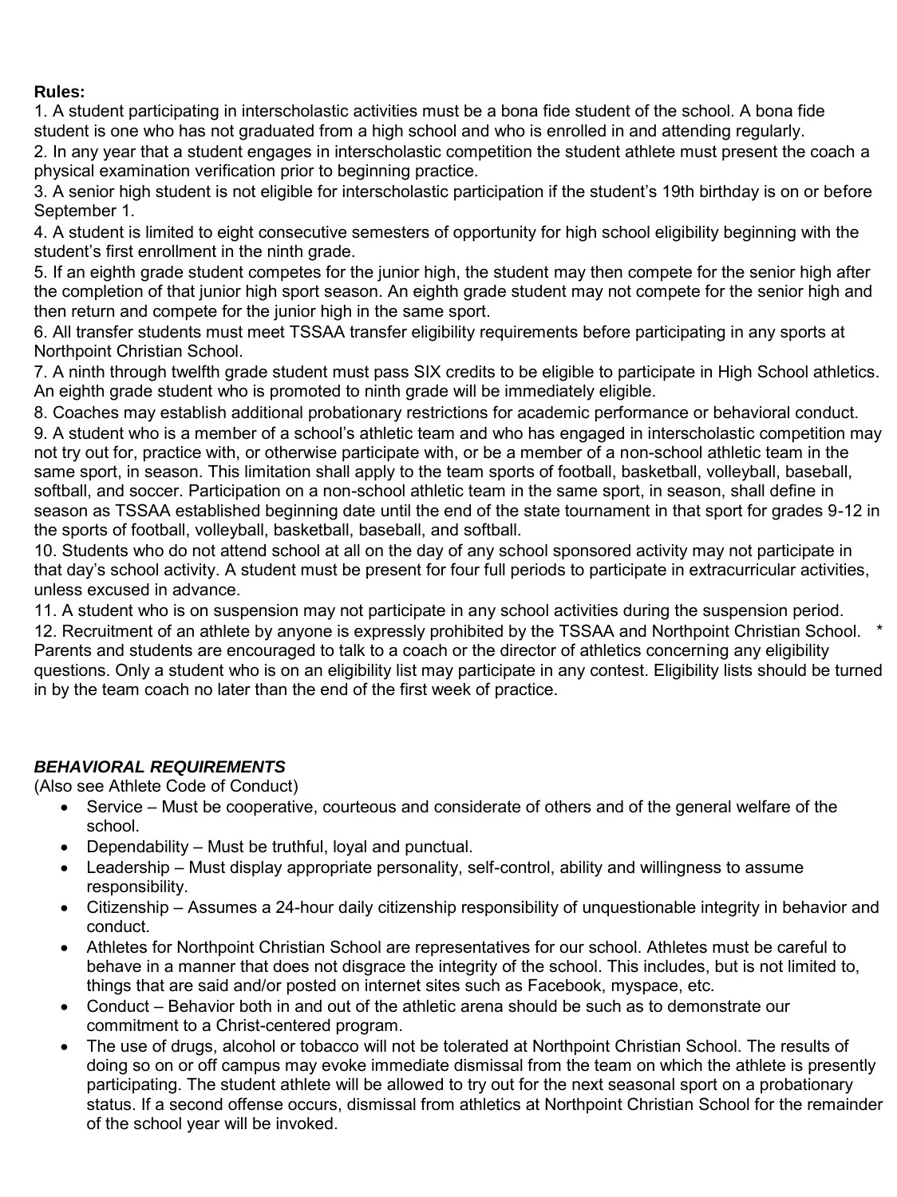**Rules:**

1. A student participating in interscholastic activities must be a bona fide student of the school. A bona fide student is one who has not graduated from a high school and who is enrolled in and attending regularly.
2. In any year that a student engages in interscholastic competition the student athlete must present the coach a physical examination verification prior to beginning practice.
3. A senior high student is not eligible for interscholastic participation if the student's 19th birthday is on or before September 1.
4. A student is limited to eight consecutive semesters of opportunity for high school eligibility beginning with the student's first enrollment in the ninth grade.
5. If an eighth grade student competes for the junior high, the student may then compete for the senior high after the completion of that junior high sport season. An eighth grade student may not compete for the senior high and then return and compete for the junior high in the same sport.
6. All transfer students must meet TSSAA transfer eligibility requirements before participating in any sports at Northpoint Christian School.
7. A ninth through twelfth grade student must pass SIX credits to be eligible to participate in High School athletics. An eighth grade student who is promoted to ninth grade will be immediately eligible.
8. Coaches may establish additional probationary restrictions for academic performance or behavioral conduct.
9. A student who is a member of a school's athletic team and who has engaged in interscholastic competition may not try out for, practice with, or otherwise participate with, or be a member of a non-school athletic team in the same sport, in season. This limitation shall apply to the team sports of football, basketball, volleyball, baseball, softball, and soccer. Participation on a non-school athletic team in the same sport, in season, shall define in season as TSSAA established beginning date until the end of the state tournament in that sport for grades 9-12 in the sports of football, volleyball, basketball, baseball, and softball.
10. Students who do not attend school at all on the day of any school sponsored activity may not participate in that day's school activity. A student must be present for four full periods to participate in extracurricular activities, unless excused in advance.
11. A student who is on suspension may not participate in any school activities during the suspension period.
12. Recruitment of an athlete by anyone is expressly prohibited by the TSSAA and Northpoint Christian School. * Parents and students are encouraged to talk to a coach or the director of athletics concerning any eligibility questions. Only a student who is on an eligibility list may participate in any contest. Eligibility lists should be turned in by the team coach no later than the end of the first week of practice.

***BEHAVIORAL REQUIREMENTS***

(Also see Athlete Code of Conduct)

- Service – Must be cooperative, courteous and considerate of others and of the general welfare of the school.
- Dependability – Must be truthful, loyal and punctual.
- Leadership – Must display appropriate personality, self-control, ability and willingness to assume responsibility.
- Citizenship – Assumes a 24-hour daily citizenship responsibility of unquestionable integrity in behavior and conduct.
- Athletes for Northpoint Christian School are representatives for our school. Athletes must be careful to behave in a manner that does not disgrace the integrity of the school. This includes, but is not limited to, things that are said and/or posted on internet sites such as Facebook, myspace, etc.
- Conduct – Behavior both in and out of the athletic arena should be such as to demonstrate our commitment to a Christ-centered program.
- The use of drugs, alcohol or tobacco will not be tolerated at Northpoint Christian School. The results of doing so on or off campus may evoke immediate dismissal from the team on which the athlete is presently participating. The student athlete will be allowed to try out for the next seasonal sport on a probationary status. If a second offense occurs, dismissal from athletics at Northpoint Christian School for the remainder of the school year will be invoked.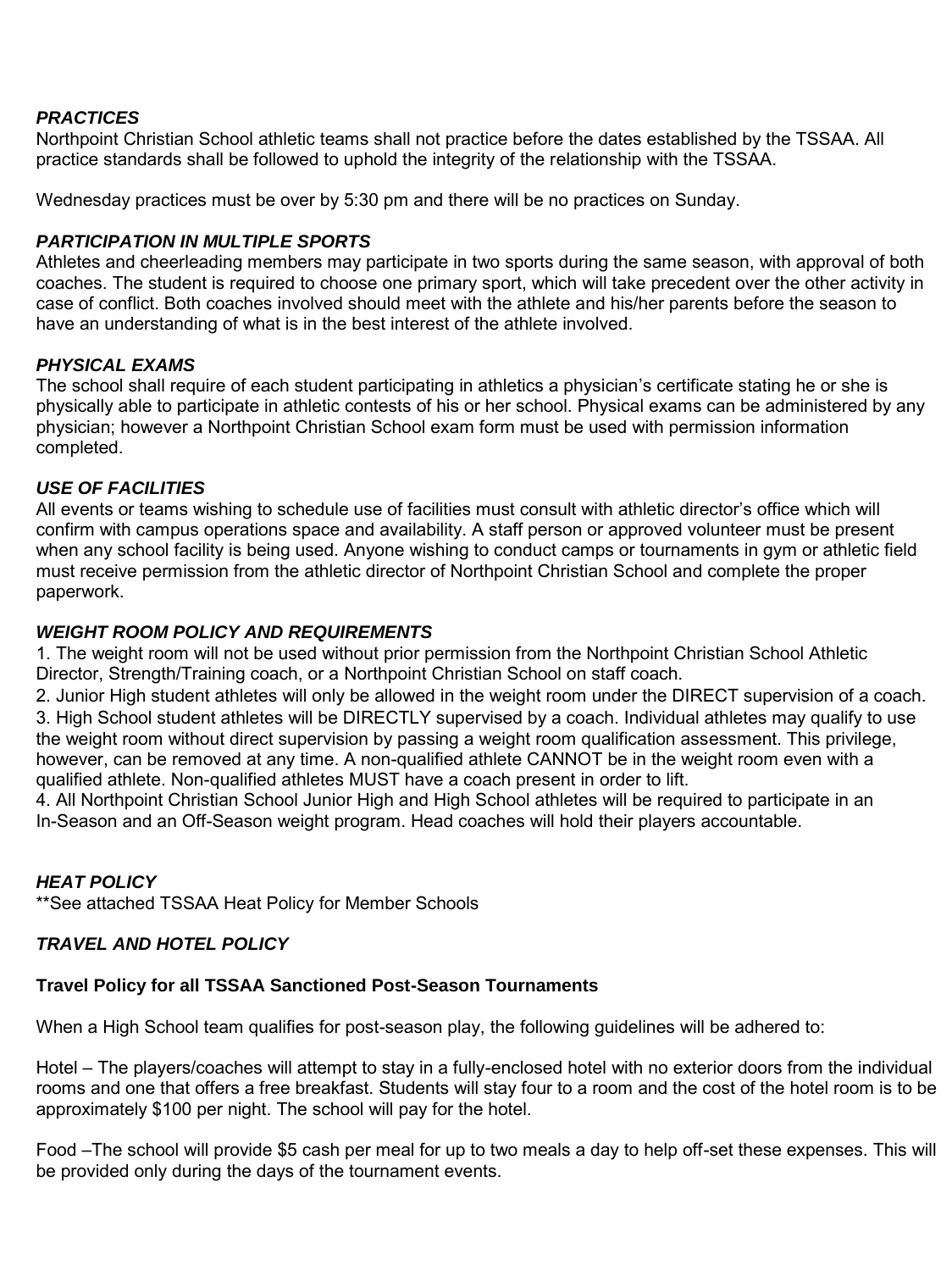### *PRACTICES*

Northpoint Christian School athletic teams shall not practice before the dates established by the TSSAA. All practice standards shall be followed to uphold the integrity of the relationship with the TSSAA.

Wednesday practices must be over by 5:30 pm and there will be no practices on Sunday.

### *PARTICIPATION IN MULTIPLE SPORTS*

Athletes and cheerleading members may participate in two sports during the same season, with approval of both coaches. The student is required to choose one primary sport, which will take precedent over the other activity in case of conflict. Both coaches involved should meet with the athlete and his/her parents before the season to have an understanding of what is in the best interest of the athlete involved.

### *PHYSICAL EXAMS*

The school shall require of each student participating in athletics a physician's certificate stating he or she is physically able to participate in athletic contests of his or her school. Physical exams can be administered by any physician; however a Northpoint Christian School exam form must be used with permission information completed.

### *USE OF FACILITIES*

All events or teams wishing to schedule use of facilities must consult with athletic director's office which will confirm with campus operations space and availability. A staff person or approved volunteer must be present when any school facility is being used. Anyone wishing to conduct camps or tournaments in gym or athletic field must receive permission from the athletic director of Northpoint Christian School and complete the proper paperwork.

### *WEIGHT ROOM POLICY AND REQUIREMENTS*

1. The weight room will not be used without prior permission from the Northpoint Christian School Athletic Director, Strength/Training coach, or a Northpoint Christian School on staff coach.
2. Junior High student athletes will only be allowed in the weight room under the DIRECT supervision of a coach.
3. High School student athletes will be DIRECTLY supervised by a coach. Individual athletes may qualify to use the weight room without direct supervision by passing a weight room qualification assessment. This privilege, however, can be removed at any time. A non-qualified athlete CANNOT be in the weight room even with a qualified athlete. Non-qualified athletes MUST have a coach present in order to lift.
4. All Northpoint Christian School Junior High and High School athletes will be required to participate in an In-Season and an Off-Season weight program. Head coaches will hold their players accountable.

### *HEAT POLICY*

**See attached TSSAA Heat Policy for Member Schools

### *TRAVEL AND HOTEL POLICY*

**Travel Policy for all TSSAA Sanctioned Post-Season Tournaments**

When a High School team qualifies for post-season play, the following guidelines will be adhered to:

Hotel – The players/coaches will attempt to stay in a fully-enclosed hotel with no exterior doors from the individual rooms and one that offers a free breakfast. Students will stay four to a room and the cost of the hotel room is to be approximately $100 per night. The school will pay for the hotel.

Food –The school will provide $5 cash per meal for up to two meals a day to help off-set these expenses. This will be provided only during the days of the tournament events.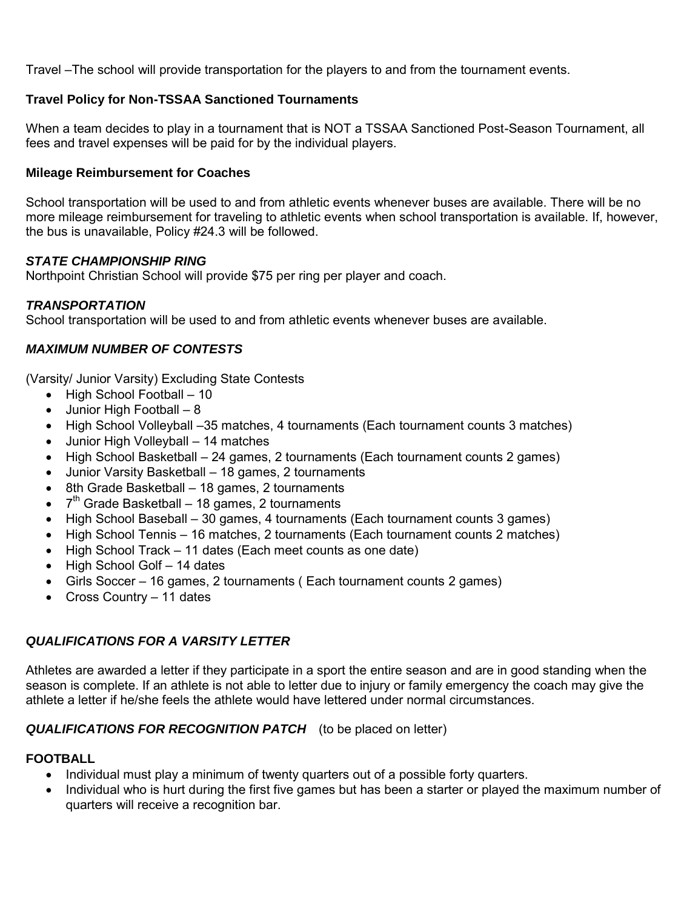Travel –The school will provide transportation for the players to and from the tournament events.

**Travel Policy for Non-TSSAA Sanctioned Tournaments**

When a team decides to play in a tournament that is NOT a TSSAA Sanctioned Post-Season Tournament, all fees and travel expenses will be paid for by the individual players.

**Mileage Reimbursement for Coaches**

School transportation will be used to and from athletic events whenever buses are available. There will be no more mileage reimbursement for traveling to athletic events when school transportation is available. If, however, the bus is unavailable, Policy #24.3 will be followed.

***STATE CHAMPIONSHIP RING***

Northpoint Christian School will provide $75 per ring per player and coach.

***TRANSPORTATION***

School transportation will be used to and from athletic events whenever buses are available.

***MAXIMUM NUMBER OF CONTESTS***

(Varsity/ Junior Varsity) Excluding State Contests

- High School Football – 10
- Junior High Football – 8
- High School Volleyball –35 matches, 4 tournaments (Each tournament counts 3 matches)
- Junior High Volleyball – 14 matches
- High School Basketball – 24 games, 2 tournaments (Each tournament counts 2 games)
- Junior Varsity Basketball – 18 games, 2 tournaments
- 8th Grade Basketball – 18 games, 2 tournaments
- 7th Grade Basketball – 18 games, 2 tournaments
- High School Baseball – 30 games, 4 tournaments (Each tournament counts 3 games)
- High School Tennis – 16 matches, 2 tournaments (Each tournament counts 2 matches)
- High School Track – 11 dates (Each meet counts as one date)
- High School Golf – 14 dates
- Girls Soccer – 16 games, 2 tournaments ( Each tournament counts 2 games)
- Cross Country – 11 dates

***QUALIFICATIONS FOR A VARSITY LETTER***

Athletes are awarded a letter if they participate in a sport the entire season and are in good standing when the season is complete. If an athlete is not able to letter due to injury or family emergency the coach may give the athlete a letter if he/she feels the athlete would have lettered under normal circumstances.

***QUALIFICATIONS FOR RECOGNITION PATCH*** (to be placed on letter)

**FOOTBALL**

- Individual must play a minimum of twenty quarters out of a possible forty quarters.
- Individual who is hurt during the first five games but has been a starter or played the maximum number of quarters will receive a recognition bar.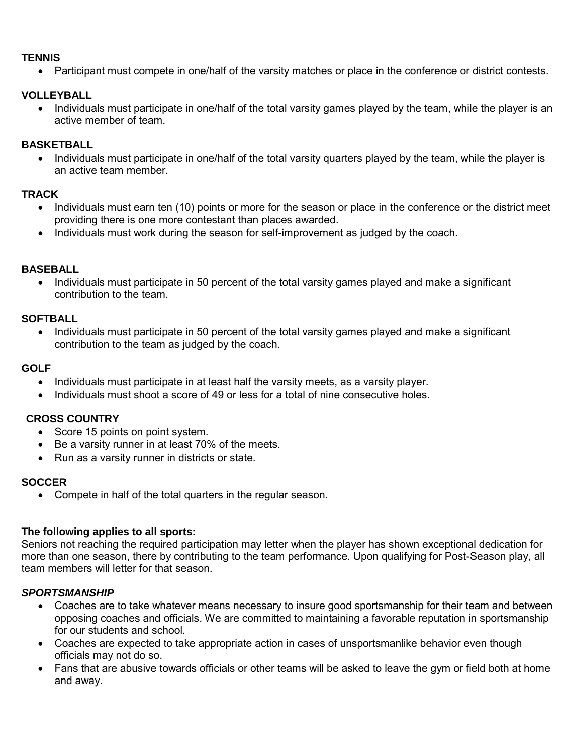**TENNIS**

- Participant must compete in one/half of the varsity matches or place in the conference or district contests.

**VOLLEYBALL**

- Individuals must participate in one/half of the total varsity games played by the team, while the player is an active member of team.

**BASKETBALL**

- Individuals must participate in one/half of the total varsity quarters played by the team, while the player is an active team member.

**TRACK**

- Individuals must earn ten (10) points or more for the season or place in the conference or the district meet providing there is one more contestant than places awarded.
- Individuals must work during the season for self-improvement as judged by the coach.

**BASEBALL**

- Individuals must participate in 50 percent of the total varsity games played and make a significant contribution to the team.

**SOFTBALL**

- Individuals must participate in 50 percent of the total varsity games played and make a significant contribution to the team as judged by the coach.

**GOLF**

- Individuals must participate in at least half the varsity meets, as a varsity player.
- Individuals must shoot a score of 49 or less for a total of nine consecutive holes.

**CROSS COUNTRY**

- Score 15 points on point system.
- Be a varsity runner in at least 70% of the meets.
- Run as a varsity runner in districts or state.

**SOCCER**

- Compete in half of the total quarters in the regular season.

**The following applies to all sports:**

Seniors not reaching the required participation may letter when the player has shown exceptional dedication for more than one season, there by contributing to the team performance. Upon qualifying for Post-Season play, all team members will letter for that season.

***SPORTSMANSHIP***

- Coaches are to take whatever means necessary to insure good sportsmanship for their team and between opposing coaches and officials. We are committed to maintaining a favorable reputation in sportsmanship for our students and school.
- Coaches are expected to take appropriate action in cases of unsportsmanlike behavior even though officials may not do so.
- Fans that are abusive towards officials or other teams will be asked to leave the gym or field both at home and away.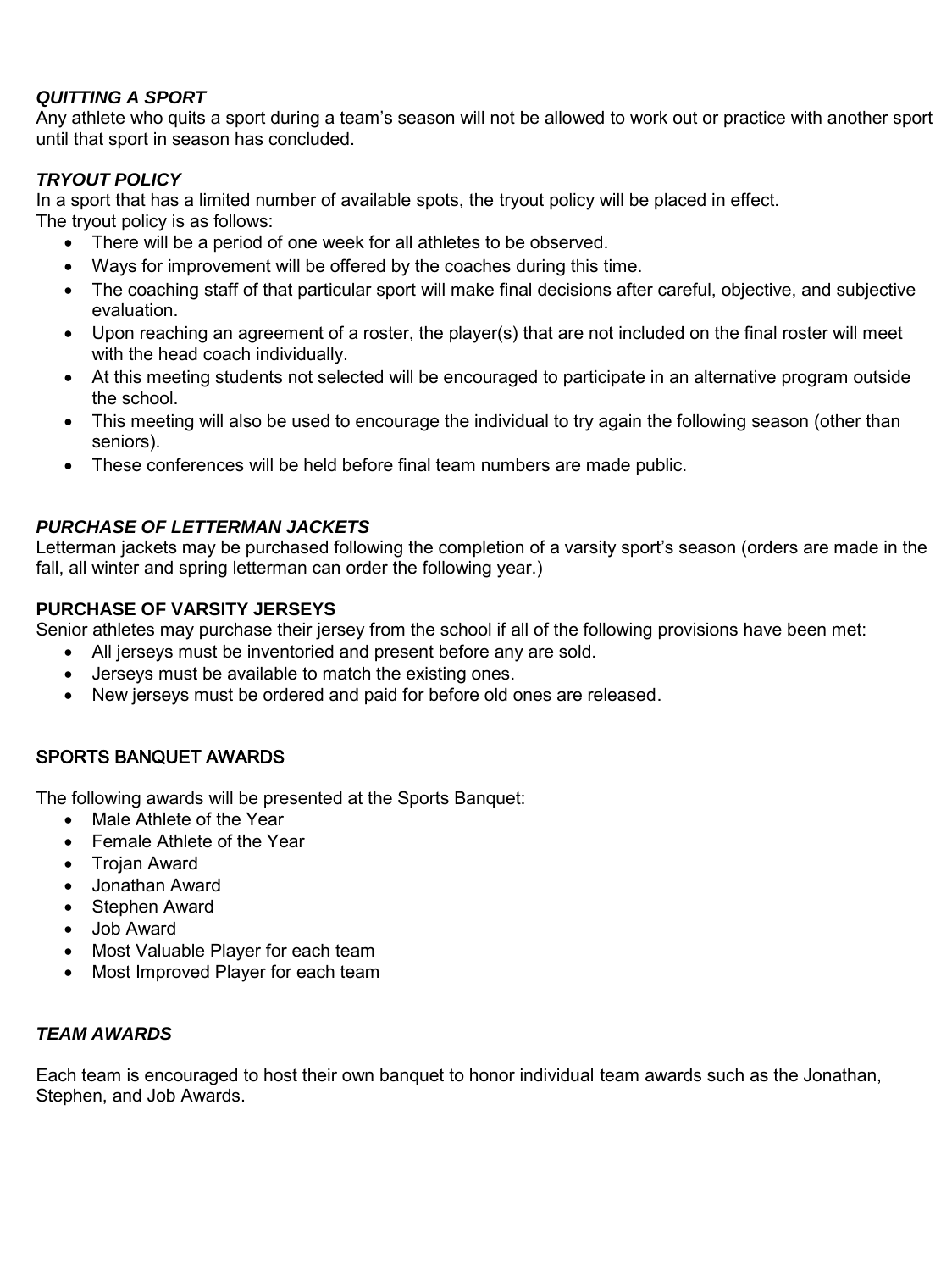### *QUITTING A SPORT*

Any athlete who quits a sport during a team's season will not be allowed to work out or practice with another sport until that sport in season has concluded.

### *TRYOUT POLICY*

In a sport that has a limited number of available spots, the tryout policy will be placed in effect.
The tryout policy is as follows:

- There will be a period of one week for all athletes to be observed.
- Ways for improvement will be offered by the coaches during this time.
- The coaching staff of that particular sport will make final decisions after careful, objective, and subjective evaluation.
- Upon reaching an agreement of a roster, the player(s) that are not included on the final roster will meet with the head coach individually.
- At this meeting students not selected will be encouraged to participate in an alternative program outside the school.
- This meeting will also be used to encourage the individual to try again the following season (other than seniors).
- These conferences will be held before final team numbers are made public.

### *PURCHASE OF LETTERMAN JACKETS*

Letterman jackets may be purchased following the completion of a varsity sport's season (orders are made in the fall, all winter and spring letterman can order the following year.)

### PURCHASE OF VARSITY JERSEYS

Senior athletes may purchase their jersey from the school if all of the following provisions have been met:

- All jerseys must be inventoried and present before any are sold.
- Jerseys must be available to match the existing ones.
- New jerseys must be ordered and paid for before old ones are released.

## SPORTS BANQUET AWARDS

The following awards will be presented at the Sports Banquet:

- Male Athlete of the Year
- Female Athlete of the Year
- Trojan Award
- Jonathan Award
- Stephen Award
- Job Award
- Most Valuable Player for each team
- Most Improved Player for each team

### *TEAM AWARDS*

Each team is encouraged to host their own banquet to honor individual team awards such as the Jonathan, Stephen, and Job Awards.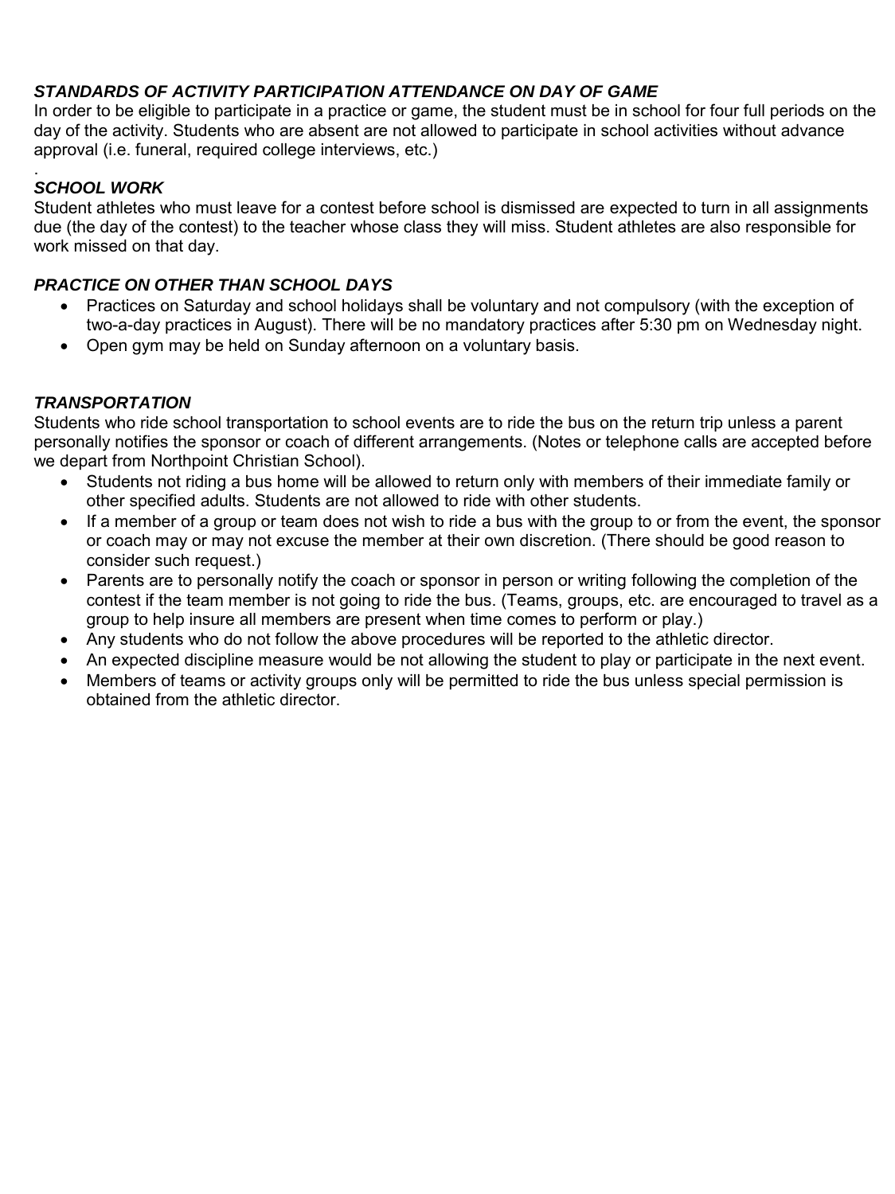### *STANDARDS OF ACTIVITY PARTICIPATION ATTENDANCE ON DAY OF GAME*

In order to be eligible to participate in a practice or game, the student must be in school for four full periods on the day of the activity. Students who are absent are not allowed to participate in school activities without advance approval (i.e. funeral, required college interviews, etc.)

.

### *SCHOOL WORK*

Student athletes who must leave for a contest before school is dismissed are expected to turn in all assignments due (the day of the contest) to the teacher whose class they will miss. Student athletes are also responsible for work missed on that day.

### *PRACTICE ON OTHER THAN SCHOOL DAYS*

- Practices on Saturday and school holidays shall be voluntary and not compulsory (with the exception of two-a-day practices in August). There will be no mandatory practices after 5:30 pm on Wednesday night.
- Open gym may be held on Sunday afternoon on a voluntary basis.

### *TRANSPORTATION*

Students who ride school transportation to school events are to ride the bus on the return trip unless a parent personally notifies the sponsor or coach of different arrangements. (Notes or telephone calls are accepted before we depart from Northpoint Christian School).

- Students not riding a bus home will be allowed to return only with members of their immediate family or other specified adults. Students are not allowed to ride with other students.
- If a member of a group or team does not wish to ride a bus with the group to or from the event, the sponsor or coach may or may not excuse the member at their own discretion. (There should be good reason to consider such request.)
- Parents are to personally notify the coach or sponsor in person or writing following the completion of the contest if the team member is not going to ride the bus. (Teams, groups, etc. are encouraged to travel as a group to help insure all members are present when time comes to perform or play.)
- Any students who do not follow the above procedures will be reported to the athletic director.
- An expected discipline measure would be not allowing the student to play or participate in the next event.
- Members of teams or activity groups only will be permitted to ride the bus unless special permission is obtained from the athletic director.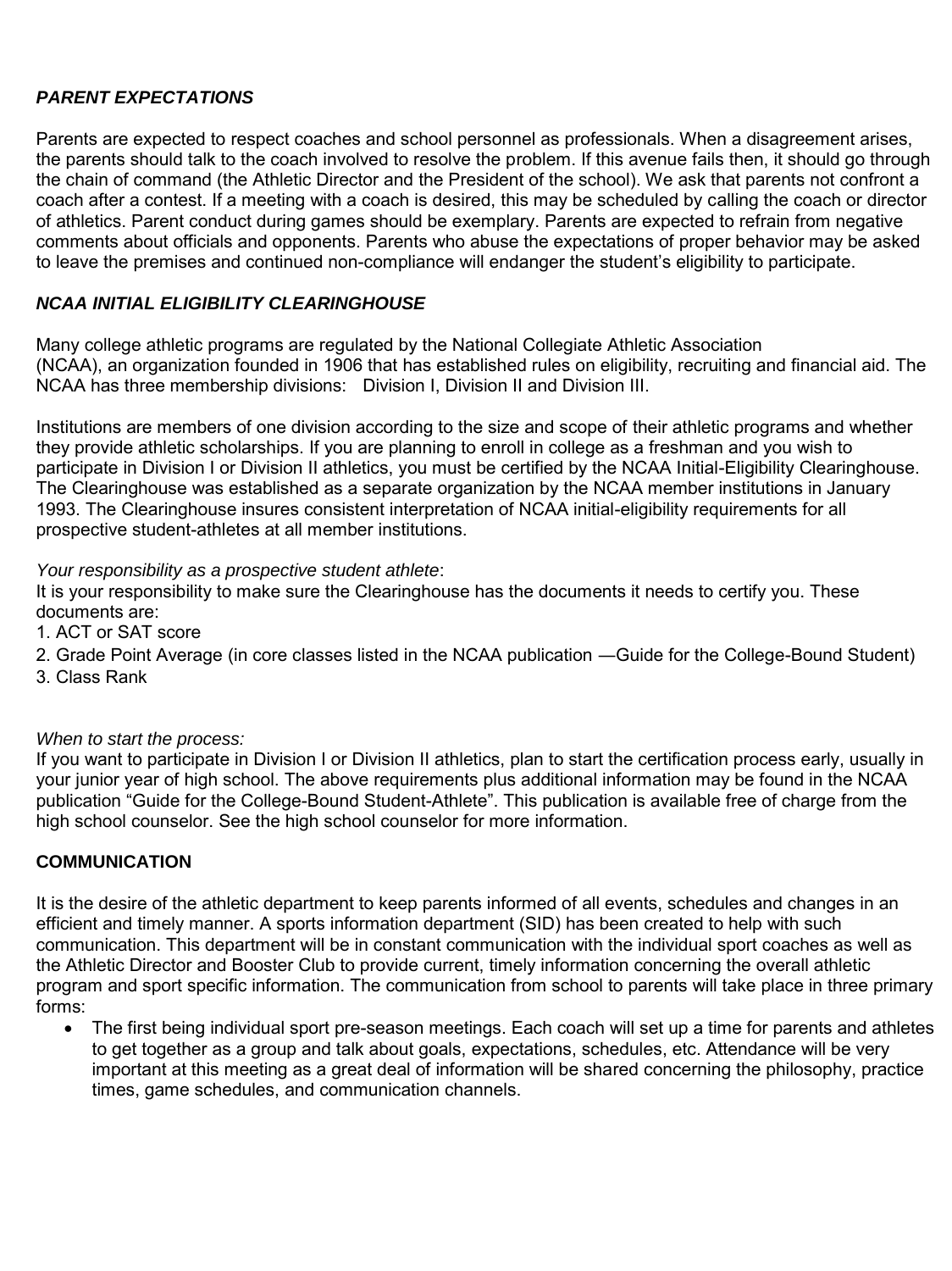### ***PARENT EXPECTATIONS***

Parents are expected to respect coaches and school personnel as professionals. When a disagreement arises, the parents should talk to the coach involved to resolve the problem. If this avenue fails then, it should go through the chain of command (the Athletic Director and the President of the school). We ask that parents not confront a coach after a contest. If a meeting with a coach is desired, this may be scheduled by calling the coach or director of athletics. Parent conduct during games should be exemplary. Parents are expected to refrain from negative comments about officials and opponents. Parents who abuse the expectations of proper behavior may be asked to leave the premises and continued non-compliance will endanger the student's eligibility to participate.

### ***NCAA INITIAL ELIGIBILITY CLEARINGHOUSE***

Many college athletic programs are regulated by the National Collegiate Athletic Association (NCAA), an organization founded in 1906 that has established rules on eligibility, recruiting and financial aid. The NCAA has three membership divisions: Division I, Division II and Division III.

Institutions are members of one division according to the size and scope of their athletic programs and whether they provide athletic scholarships. If you are planning to enroll in college as a freshman and you wish to participate in Division I or Division II athletics, you must be certified by the NCAA Initial-Eligibility Clearinghouse. The Clearinghouse was established as a separate organization by the NCAA member institutions in January 1993. The Clearinghouse insures consistent interpretation of NCAA initial-eligibility requirements for all prospective student-athletes at all member institutions.

*Your responsibility as a prospective student athlete*:
It is your responsibility to make sure the Clearinghouse has the documents it needs to certify you. These documents are:

1. ACT or SAT score
2. Grade Point Average (in core classes listed in the NCAA publication —Guide for the College-Bound Student)
3. Class Rank

*When to start the process:*
If you want to participate in Division I or Division II athletics, plan to start the certification process early, usually in your junior year of high school. The above requirements plus additional information may be found in the NCAA publication "Guide for the College-Bound Student-Athlete". This publication is available free of charge from the high school counselor. See the high school counselor for more information.

### **COMMUNICATION**

It is the desire of the athletic department to keep parents informed of all events, schedules and changes in an efficient and timely manner. A sports information department (SID) has been created to help with such communication. This department will be in constant communication with the individual sport coaches as well as the Athletic Director and Booster Club to provide current, timely information concerning the overall athletic program and sport specific information. The communication from school to parents will take place in three primary forms:

- The first being individual sport pre-season meetings. Each coach will set up a time for parents and athletes to get together as a group and talk about goals, expectations, schedules, etc. Attendance will be very important at this meeting as a great deal of information will be shared concerning the philosophy, practice times, game schedules, and communication channels.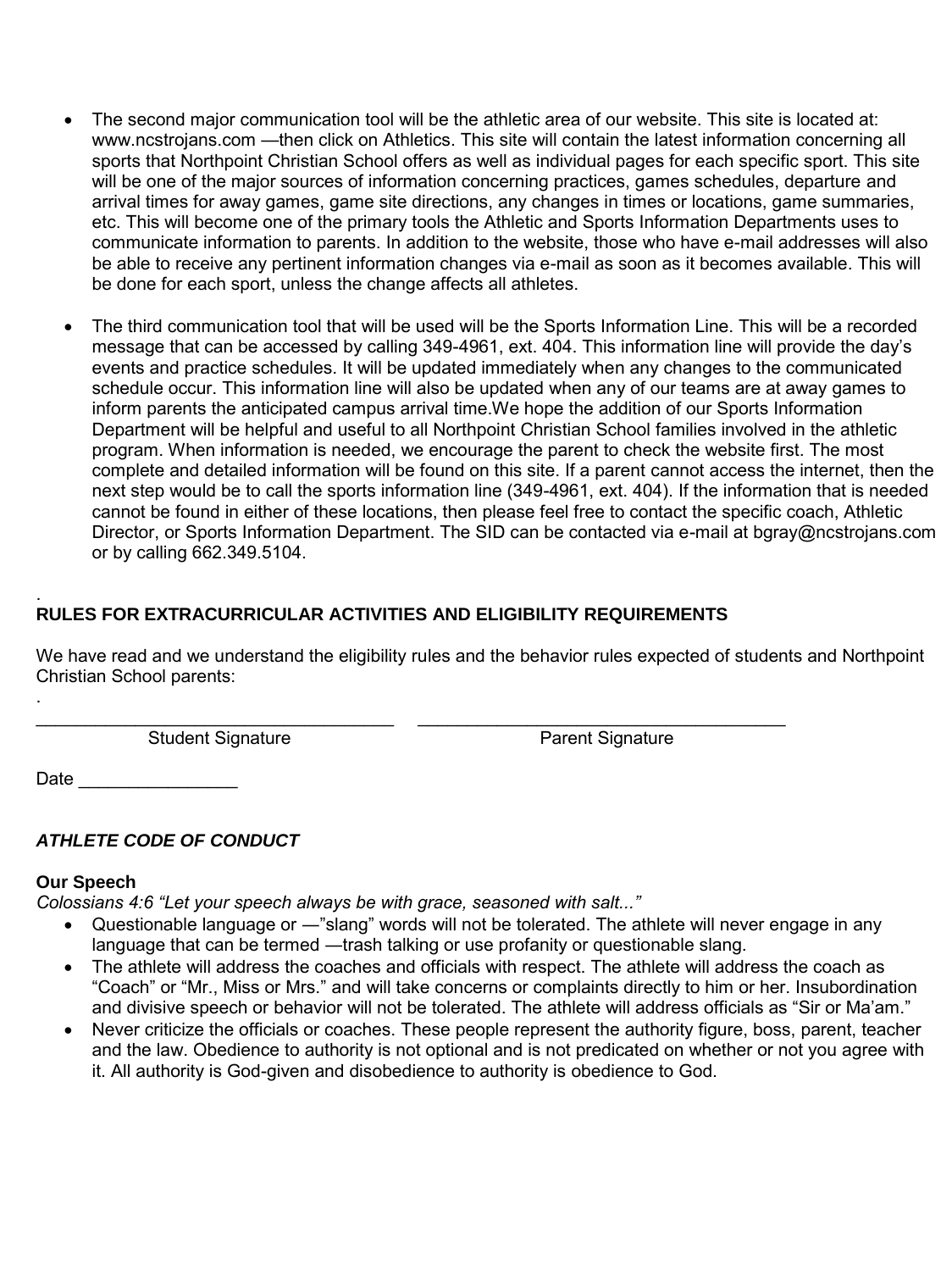- The second major communication tool will be the athletic area of our website. This site is located at: www.ncstrojans.com —then click on Athletics. This site will contain the latest information concerning all sports that Northpoint Christian School offers as well as individual pages for each specific sport. This site will be one of the major sources of information concerning practices, games schedules, departure and arrival times for away games, game site directions, any changes in times or locations, game summaries, etc. This will become one of the primary tools the Athletic and Sports Information Departments uses to communicate information to parents. In addition to the website, those who have e-mail addresses will also be able to receive any pertinent information changes via e-mail as soon as it becomes available. This will be done for each sport, unless the change affects all athletes.

- The third communication tool that will be used will be the Sports Information Line. This will be a recorded message that can be accessed by calling 349-4961, ext. 404. This information line will provide the day's events and practice schedules. It will be updated immediately when any changes to the communicated schedule occur. This information line will also be updated when any of our teams are at away games to inform parents the anticipated campus arrival time.We hope the addition of our Sports Information Department will be helpful and useful to all Northpoint Christian School families involved in the athletic program. When information is needed, we encourage the parent to check the website first. The most complete and detailed information will be found on this site. If a parent cannot access the internet, then the next step would be to call the sports information line (349-4961, ext. 404). If the information that is needed cannot be found in either of these locations, then please feel free to contact the specific coach, Athletic Director, or Sports Information Department. The SID can be contacted via e-mail at bgray@ncstrojans.com or by calling 662.349.5104.

.

**RULES FOR EXTRACURRICULAR ACTIVITIES AND ELIGIBILITY REQUIREMENTS**

We have read and we understand the eligibility rules and the behavior rules expected of students and Northpoint Christian School parents:

.

_____________________________________ _____________________________________

Student Signature Parent Signature

Date ________________

***ATHLETE CODE OF CONDUCT***

**Our Speech**

*Colossians 4:6 "Let your speech always be with grace, seasoned with salt..."*

- Questionable language or —"slang" words will not be tolerated. The athlete will never engage in any language that can be termed —trash talking or use profanity or questionable slang.
- The athlete will address the coaches and officials with respect. The athlete will address the coach as "Coach" or "Mr., Miss or Mrs." and will take concerns or complaints directly to him or her. Insubordination and divisive speech or behavior will not be tolerated. The athlete will address officials as "Sir or Ma'am."
- Never criticize the officials or coaches. These people represent the authority figure, boss, parent, teacher and the law. Obedience to authority is not optional and is not predicated on whether or not you agree with it. All authority is God-given and disobedience to authority is obedience to God.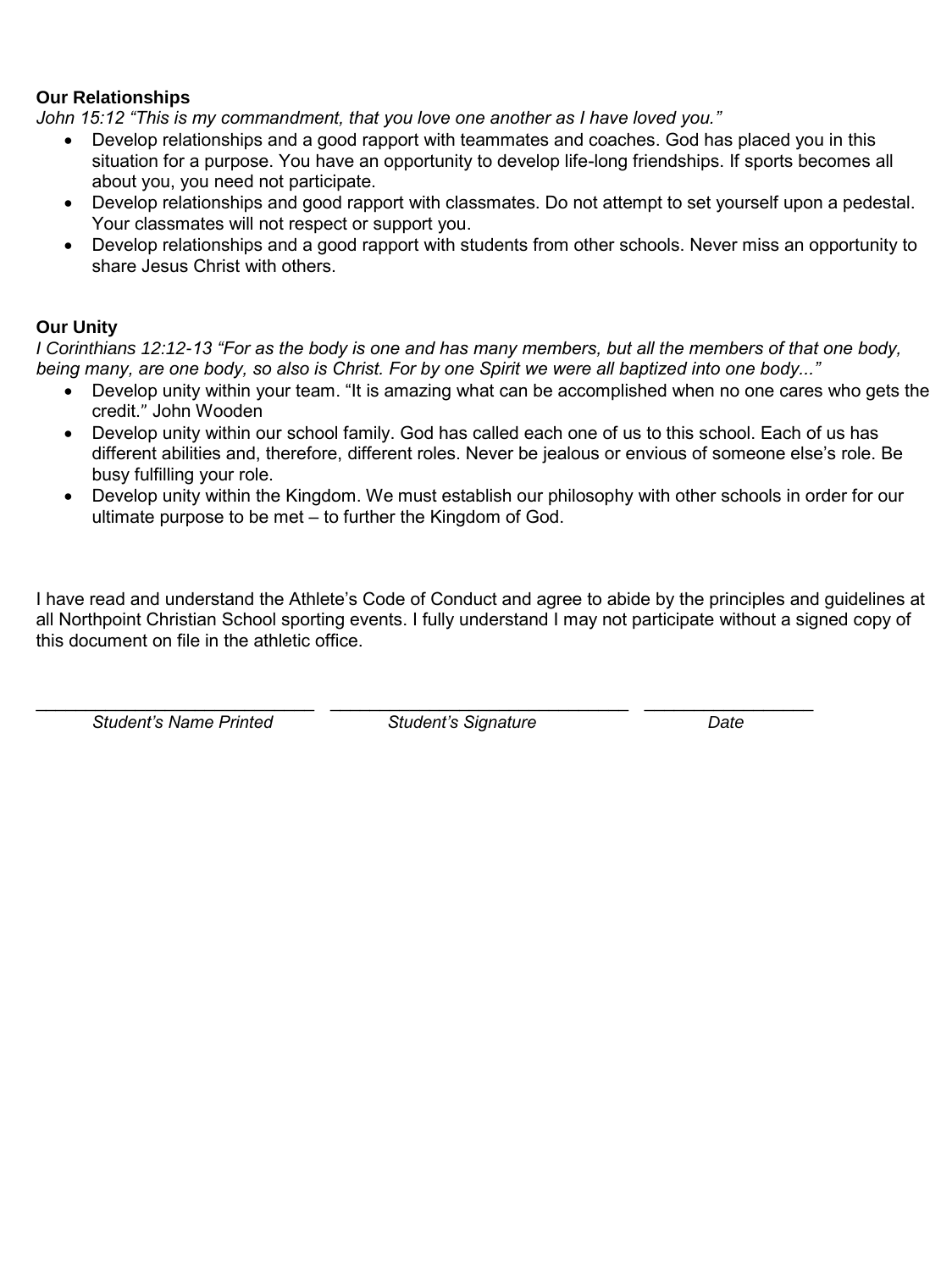**Our Relationships**

*John 15:12 "This is my commandment, that you love one another as I have loved you."*

- Develop relationships and a good rapport with teammates and coaches. God has placed you in this situation for a purpose. You have an opportunity to develop life-long friendships. If sports becomes all about you, you need not participate.
- Develop relationships and good rapport with classmates. Do not attempt to set yourself upon a pedestal. Your classmates will not respect or support you.
- Develop relationships and a good rapport with students from other schools. Never miss an opportunity to share Jesus Christ with others.

**Our Unity**

*I Corinthians 12:12-13 "For as the body is one and has many members, but all the members of that one body, being many, are one body, so also is Christ. For by one Spirit we were all baptized into one body..."*

- Develop unity within your team. "It is amazing what can be accomplished when no one cares who gets the credit." John Wooden
- Develop unity within our school family. God has called each one of us to this school. Each of us has different abilities and, therefore, different roles. Never be jealous or envious of someone else's role. Be busy fulfilling your role.
- Develop unity within the Kingdom. We must establish our philosophy with other schools in order for our ultimate purpose to be met – to further the Kingdom of God.

I have read and understand the Athlete's Code of Conduct and agree to abide by the principles and guidelines at all Northpoint Christian School sporting events. I fully understand I may not participate without a signed copy of this document on file in the athletic office.

| | | |
|---|---|---|
| ____________________________ | ______________________________ | _________________ |
| *Student's Name Printed* | *Student's Signature* | *Date* |